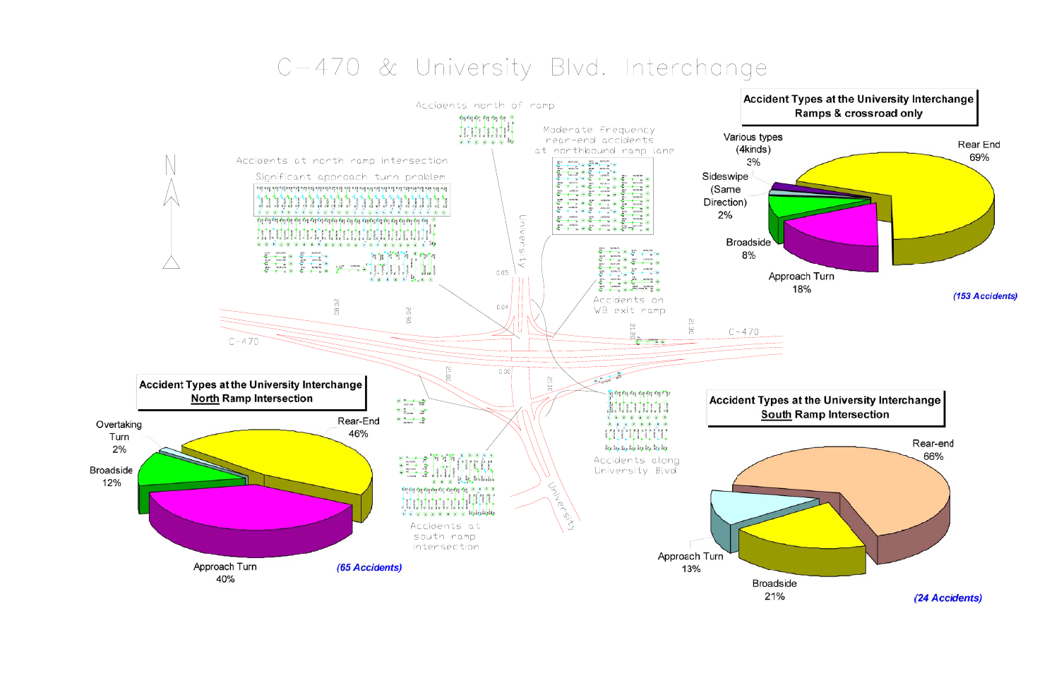# C–470 & University Blvd. Interchange

Accidents north of ramp

Moderate frequency rear-end accidents at northbound ramp lane

Accidents at north ramp intersection

Significant approach turn problem

Accidents on WB exit ramp

Accidents along University Blvd

Accidents at south ramp intersection

University

C-470

## Accident Types at the University Interchange Ramps & crossroad only

| Accident Type | Percent |
|---|---|
| Rear End | 69% |
| Approach Turn | 18% |
| Broadside | 8% |
| Various types (4kinds) | 3% |
| Sideswipe (Same Direction) | 2% |

*(153 Accidents)*

## Accident Types at the University Interchange North Ramp Intersection

| Accident Type | Percent |
|---|---|
| Rear-End | 46% |
| Approach Turn | 40% |
| Broadside | 12% |
| Overtaking Turn | 2% |

*(65 Accidents)*

## Accident Types at the University Interchange South Ramp Intersection

| Accident Type | Percent |
|---|---|
| Rear-end | 66% |
| Broadside | 21% |
| Approach Turn | 13% |

*(24 Accidents)*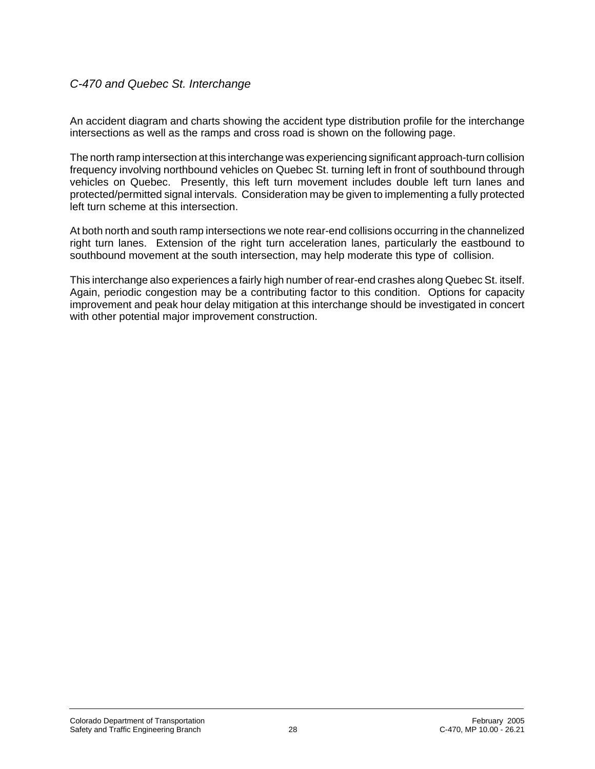### *C-470 and Quebec St. Interchange*

An accident diagram and charts showing the accident type distribution profile for the interchange intersections as well as the ramps and cross road is shown on the following page.

The north ramp intersection at this interchange was experiencing significant approach-turn collision frequency involving northbound vehicles on Quebec St. turning left in front of southbound through vehicles on Quebec. Presently, this left turn movement includes double left turn lanes and protected/permitted signal intervals. Consideration may be given to implementing a fully protected left turn scheme at this intersection.

At both north and south ramp intersections we note rear-end collisions occurring in the channelized right turn lanes. Extension of the right turn acceleration lanes, particularly the eastbound to southbound movement at the south intersection, may help moderate this type of collision.

This interchange also experiences a fairly high number of rear-end crashes along Quebec St. itself. Again, periodic congestion may be a contributing factor to this condition. Options for capacity improvement and peak hour delay mitigation at this interchange should be investigated in concert with other potential major improvement construction.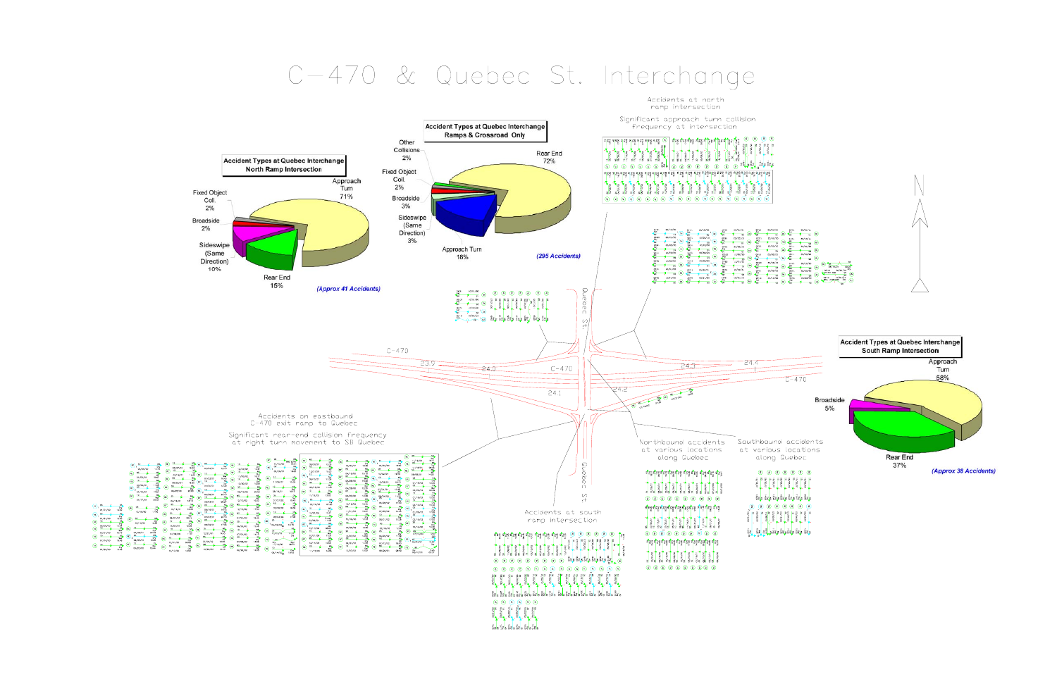# C-470 & Quebec St. Interchange

Accidents at north ramp intersection

Significant approach turn collision frequency at intersection

**Accident Types at Quebec Interchange North Ramp Intersection**

| Accident Type | Percentage |
|---|---|
| Approach Turn | 71% |
| Rear End | 15% |
| Sideswipe (Same Direction) | 10% |
| Broadside | 2% |
| Fixed Object Coll. | 2% |

*(Approx 41 Accidents)*

**Accident Types at Quebec Interchange Ramps & Crossroad Only**

| Accident Type | Percentage |
|---|---|
| Rear End | 72% |
| Approach Turn | 18% |
| Sideswipe (Same Direction) | 3% |
| Broadside | 3% |
| Fixed Object Coll. | 2% |
| Other Collisions | 2% |

*(295 Accidents)*

**Accident Types at Quebec Interchange South Ramp Intersection**

| Accident Type | Percentage |
|---|---|
| Approach Turn | 58% |
| Rear End | 37% |
| Broadside | 5% |

*(Approx 38 Accidents)*

Accidents on eastbound C-470 exit ramp to Quebec

Significant rear-end collision frequency at right turn movement to SB Quebec

Northbound accidents at various locations along Quebec

Southbound accidents at various locations along Quebec

Accidents at south ramp intersection

C-470 — Quebec St. — 23.9 — 24.0 — 24.1 — 24.2 — 24.3 — 24.4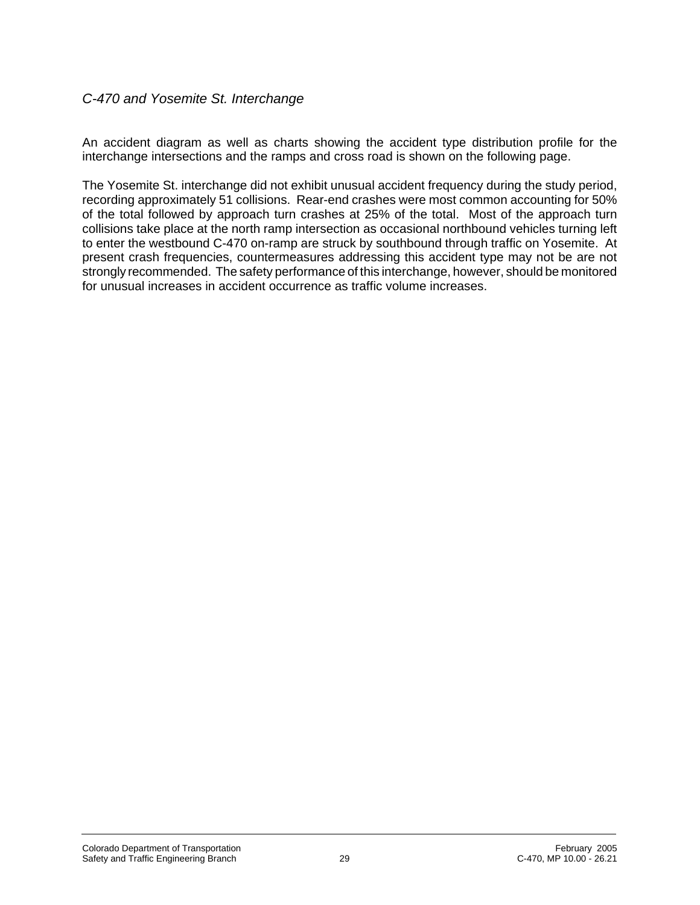*C-470 and Yosemite St. Interchange*

An accident diagram as well as charts showing the accident type distribution profile for the interchange intersections and the ramps and cross road is shown on the following page.

The Yosemite St. interchange did not exhibit unusual accident frequency during the study period, recording approximately 51 collisions. Rear-end crashes were most common accounting for 50% of the total followed by approach turn crashes at 25% of the total. Most of the approach turn collisions take place at the north ramp intersection as occasional northbound vehicles turning left to enter the westbound C-470 on-ramp are struck by southbound through traffic on Yosemite. At present crash frequencies, countermeasures addressing this accident type may not be are not strongly recommended. The safety performance of this interchange, however, should be monitored for unusual increases in accident occurrence as traffic volume increases.